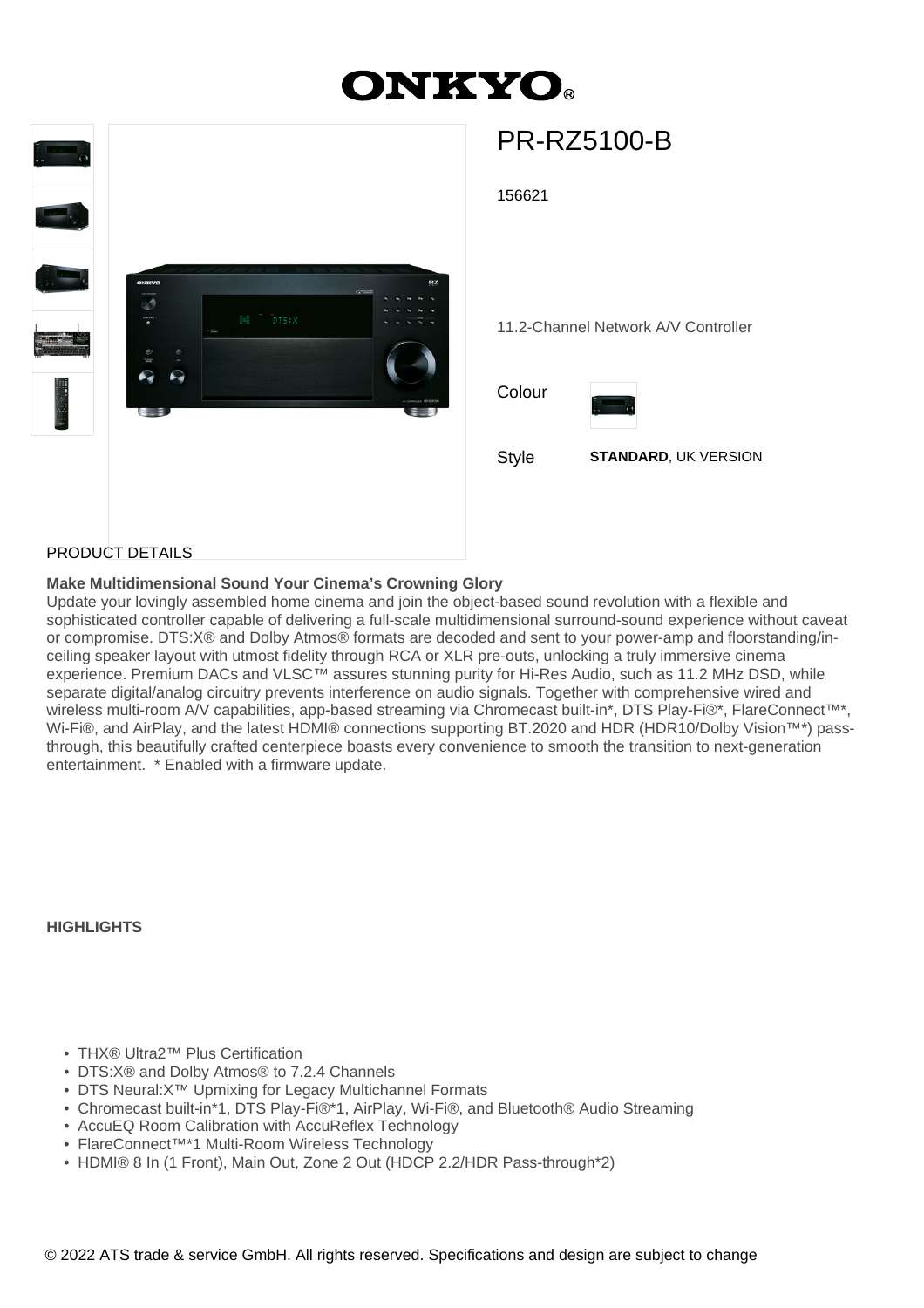# ONKYO

## PR-RZ5100-B

156621

11.2-Channel Network A/V Controller

Colour

Style **STANDARD**, UK VERSION

PRODUCT DETAILS

**Make Multidimensional Sound Your Cinema's Crowning Glory**

Update your lovingly assembled home cinema and join the object-based sound revolution with a flexible and sophisticated controller capable of delivering a full-scale multidimensional surround-sound experience without caveat or compromise. DTS:X® and Dolby Atmos® formats are decoded and sent to your power-amp and floorstanding/in-ceiling speaker layout with utmost fidelity through RCA or XLR pre-outs, unlocking a truly immersive cinema experience. Premium DACs and VLSC™ assures stunning purity for Hi-Res Audio, such as 11.2 MHz DSD, while separate digital/analog circuitry prevents interference on audio signals. Together with comprehensive wired and wireless multi-room A/V capabilities, app-based streaming via Chromecast built-in*, DTS Play-Fi®*, FlareConnect™*, Wi-Fi®, and AirPlay, and the latest HDMI® connections supporting BT.2020 and HDR (HDR10/Dolby Vision™*) pass-through, this beautifully crafted centerpiece boasts every convenience to smooth the transition to next-generation entertainment. * Enabled with a firmware update.

**HIGHLIGHTS**

- THX® Ultra2™ Plus Certification
- DTS:X® and Dolby Atmos® to 7.2.4 Channels
- DTS Neural:X™ Upmixing for Legacy Multichannel Formats
- Chromecast built-in*1, DTS Play-Fi®*1, AirPlay, Wi-Fi®, and Bluetooth® Audio Streaming
- AccuEQ Room Calibration with AccuReflex Technology
- FlareConnect™*1 Multi-Room Wireless Technology
- HDMI® 8 In (1 Front), Main Out, Zone 2 Out (HDCP 2.2/HDR Pass-through*2)

© 2022 ATS trade & service GmbH. All rights reserved. Specifications and design are subject to change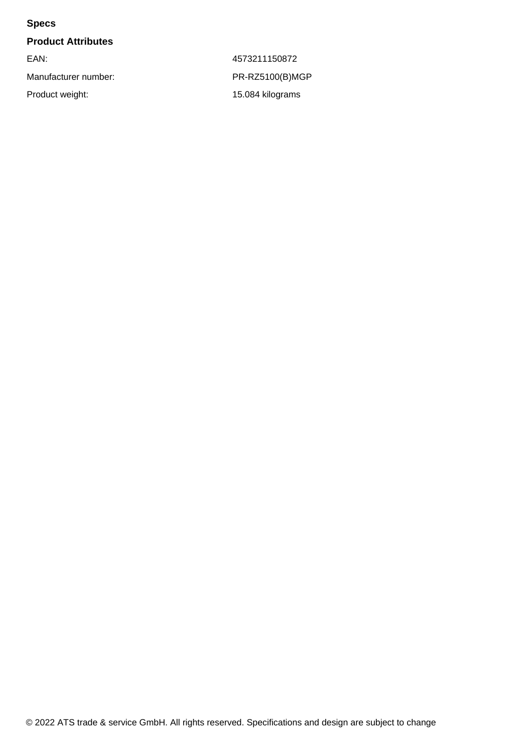## Specs

### Product Attributes

| | |
|---|---|
| EAN: | 4573211150872 |
| Manufacturer number: | PR-RZ5100(B)MGP |
| Product weight: | 15.084 kilograms |

© 2022 ATS trade & service GmbH. All rights reserved. Specifications and design are subject to change